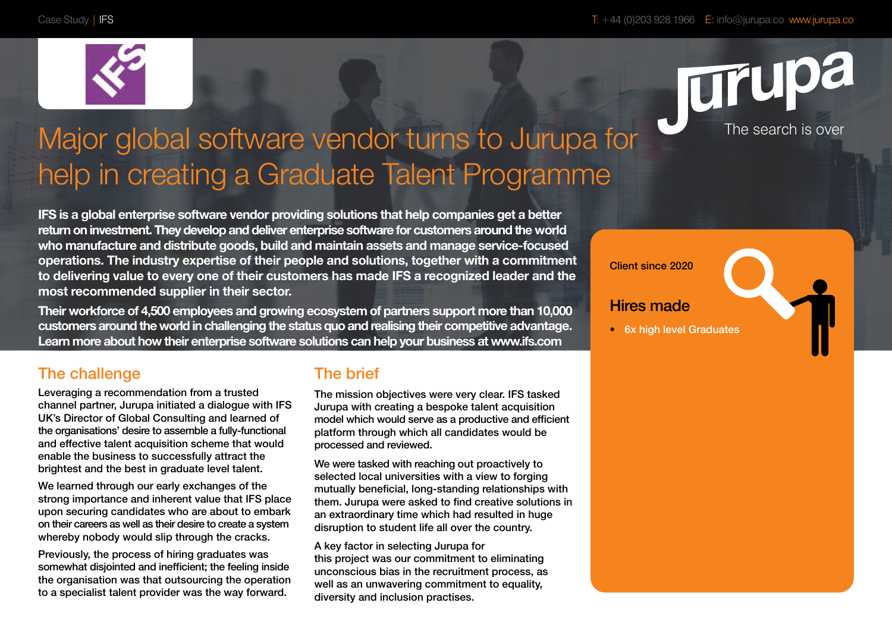# Major global software vendor turns to Jurupa for help in creating a Graduate Talent Programme

**IFS is a global enterprise software vendor providing solutions that help companies get a better return on investment. They develop and deliver enterprise software for customers around the world who manufacture and distribute goods, build and maintain assets and manage service-focused operations. The industry expertise of their people and solutions, together with a commitment to delivering value to every one of their customers has made IFS a recognized leader and the most recommended supplier in their sector.**

**Their workforce of 4,500 employees and growing ecosystem of partners support more than 10,000 customers around the world in challenging the status quo and realising their competitive advantage. Learn more about how their enterprise software solutions can help your business at www.ifs.com**

Client since 2020

## Hires made

- 6x high level Graduates

## The challenge

Leveraging a recommendation from a trusted channel partner, Jurupa initiated a dialogue with IFS UK's Director of Global Consulting and learned of the organisations' desire to assemble a fully-functional and effective talent acquisition scheme that would enable the business to successfully attract the brightest and the best in graduate level talent.

We learned through our early exchanges of the strong importance and inherent value that IFS place upon securing candidates who are about to embark on their careers as well as their desire to create a system whereby nobody would slip through the cracks.

Previously, the process of hiring graduates was somewhat disjointed and inefficient; the feeling inside the organisation was that outsourcing the operation to a specialist talent provider was the way forward.

## The brief

The mission objectives were very clear. IFS tasked Jurupa with creating a bespoke talent acquisition model which would serve as a productive and efficient platform through which all candidates would be processed and reviewed.

We were tasked with reaching out proactively to selected local universities with a view to forging mutually beneficial, long-standing relationships with them. Jurupa were asked to find creative solutions in an extraordinary time which had resulted in huge disruption to student life all over the country.

A key factor in selecting Jurupa for this project was our commitment to eliminating unconscious bias in the recruitment process, as well as an unwavering commitment to equality, diversity and inclusion practises.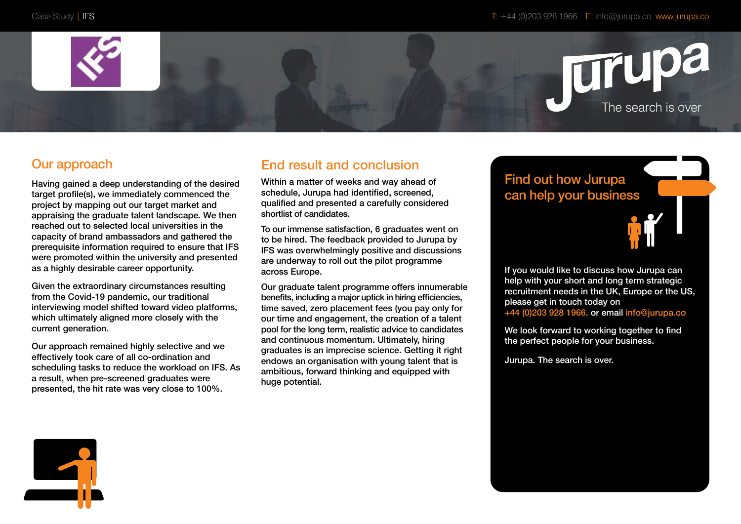## Our approach

Having gained a deep understanding of the desired target profile(s), we immediately commenced the project by mapping out our target market and appraising the graduate talent landscape. We then reached out to selected local universities in the capacity of brand ambassadors and gathered the prerequisite information required to ensure that IFS were promoted within the university and presented as a highly desirable career opportunity.

Given the extraordinary circumstances resulting from the Covid-19 pandemic, our traditional interviewing model shifted toward video platforms, which ultimately aligned more closely with the current generation.

Our approach remained highly selective and we effectively took care of all co-ordination and scheduling tasks to reduce the workload on IFS. As a result, when pre-screened graduates were presented, the hit rate was very close to 100%.

## End result and conclusion

Within a matter of weeks and way ahead of schedule, Jurupa had identified, screened, qualified and presented a carefully considered shortlist of candidates.

To our immense satisfaction, 6 graduates went on to be hired. The feedback provided to Jurupa by IFS was overwhelmingly positive and discussions are underway to roll out the pilot programme across Europe.

Our graduate talent programme offers innumerable benefits, including a major uptick in hiring efficiencies, time saved, zero placement fees (you pay only for our time and engagement, the creation of a talent pool for the long term, realistic advice to candidates and continuous momentum. Ultimately, hiring graduates is an imprecise science. Getting it right endows an organisation with young talent that is ambitious, forward thinking and equipped with huge potential.

## Find out how Jurupa can help your business

If you would like to discuss how Jurupa can help with your short and long term strategic recruitment needs in the UK, Europe or the US, please get in touch today on +44 (0)203 928 1966. or email info@jurupa.co

We look forward to working together to find the perfect people for your business.

Jurupa. The search is over.